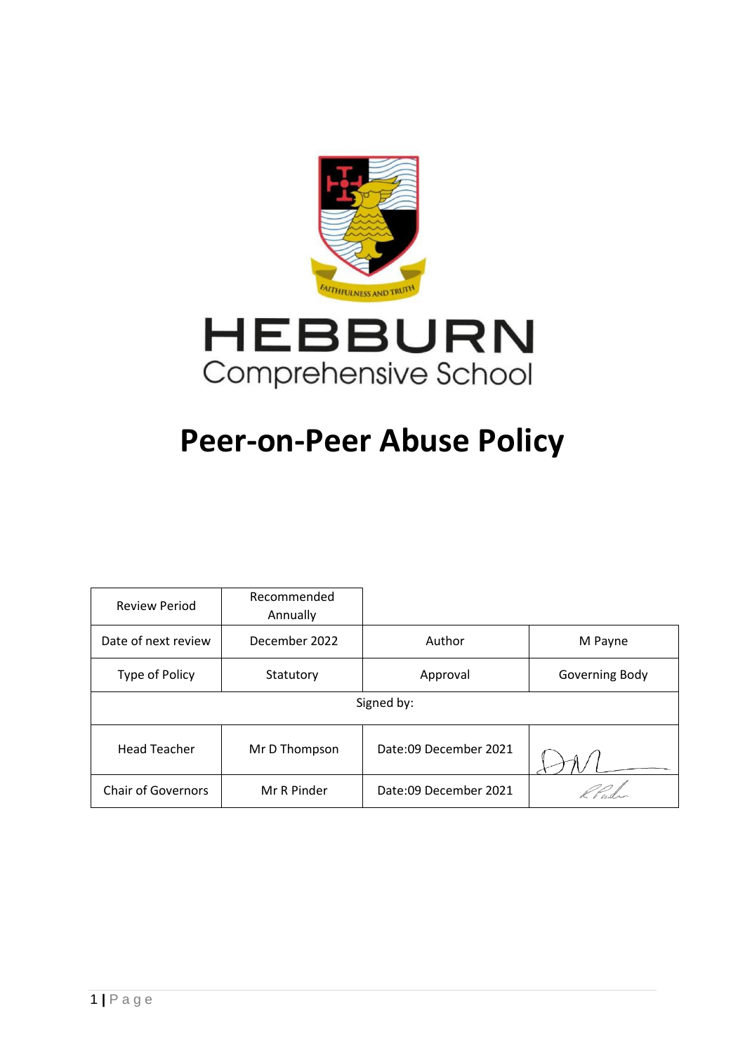HEBBURN
Comprehensive School

# Peer-on-Peer Abuse Policy

| Review Period | Recommended Annually | | |
|---|---|---|---|
| Date of next review | December 2022 | Author | M Payne |
| Type of Policy | Statutory | Approval | Governing Body |
| Signed by: | | | |
| Head Teacher | Mr D Thompson | Date:09 December 2021 | |
| Chair of Governors | Mr R Pinder | Date:09 December 2021 | |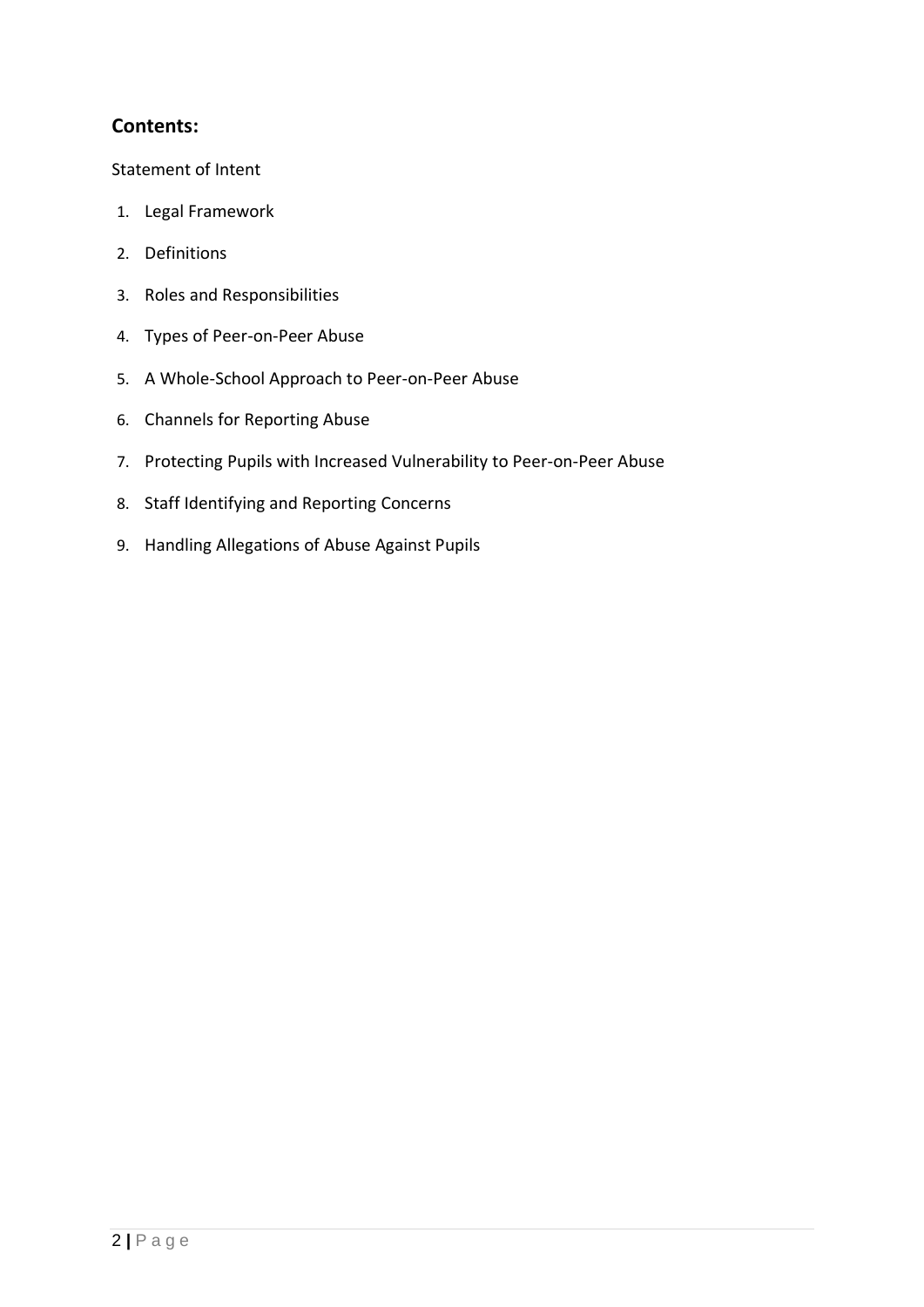## Contents:

Statement of Intent

1. Legal Framework
2. Definitions
3. Roles and Responsibilities
4. Types of Peer-on-Peer Abuse
5. A Whole-School Approach to Peer-on-Peer Abuse
6. Channels for Reporting Abuse
7. Protecting Pupils with Increased Vulnerability to Peer-on-Peer Abuse
8. Staff Identifying and Reporting Concerns
9. Handling Allegations of Abuse Against Pupils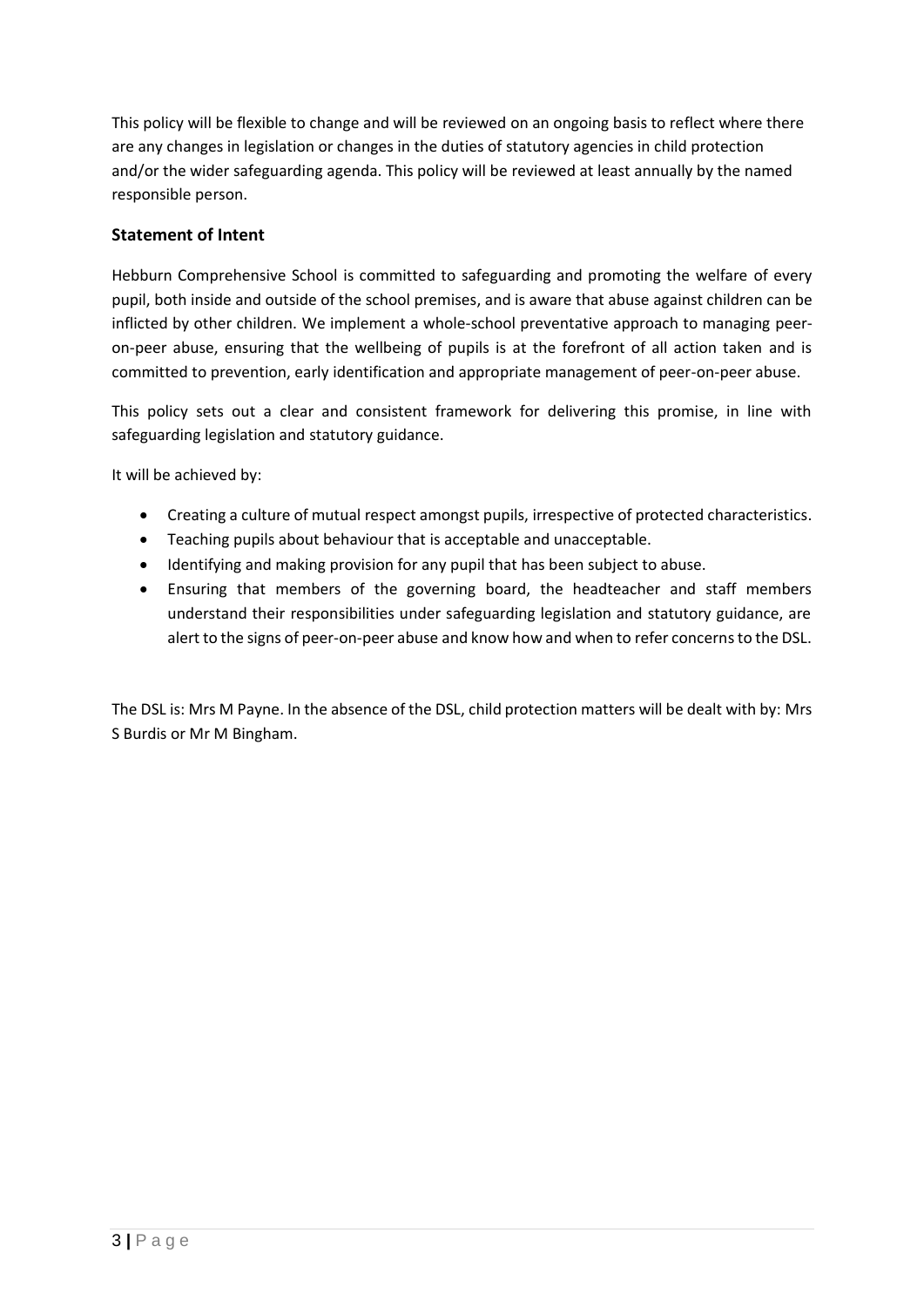This policy will be flexible to change and will be reviewed on an ongoing basis to reflect where there are any changes in legislation or changes in the duties of statutory agencies in child protection and/or the wider safeguarding agenda. This policy will be reviewed at least annually by the named responsible person.

## Statement of Intent

Hebburn Comprehensive School is committed to safeguarding and promoting the welfare of every pupil, both inside and outside of the school premises, and is aware that abuse against children can be inflicted by other children. We implement a whole-school preventative approach to managing peer-on-peer abuse, ensuring that the wellbeing of pupils is at the forefront of all action taken and is committed to prevention, early identification and appropriate management of peer-on-peer abuse.

This policy sets out a clear and consistent framework for delivering this promise, in line with safeguarding legislation and statutory guidance.

It will be achieved by:

- Creating a culture of mutual respect amongst pupils, irrespective of protected characteristics.
- Teaching pupils about behaviour that is acceptable and unacceptable.
- Identifying and making provision for any pupil that has been subject to abuse.
- Ensuring that members of the governing board, the headteacher and staff members understand their responsibilities under safeguarding legislation and statutory guidance, are alert to the signs of peer-on-peer abuse and know how and when to refer concerns to the DSL.

The DSL is: Mrs M Payne. In the absence of the DSL, child protection matters will be dealt with by: Mrs S Burdis or Mr M Bingham.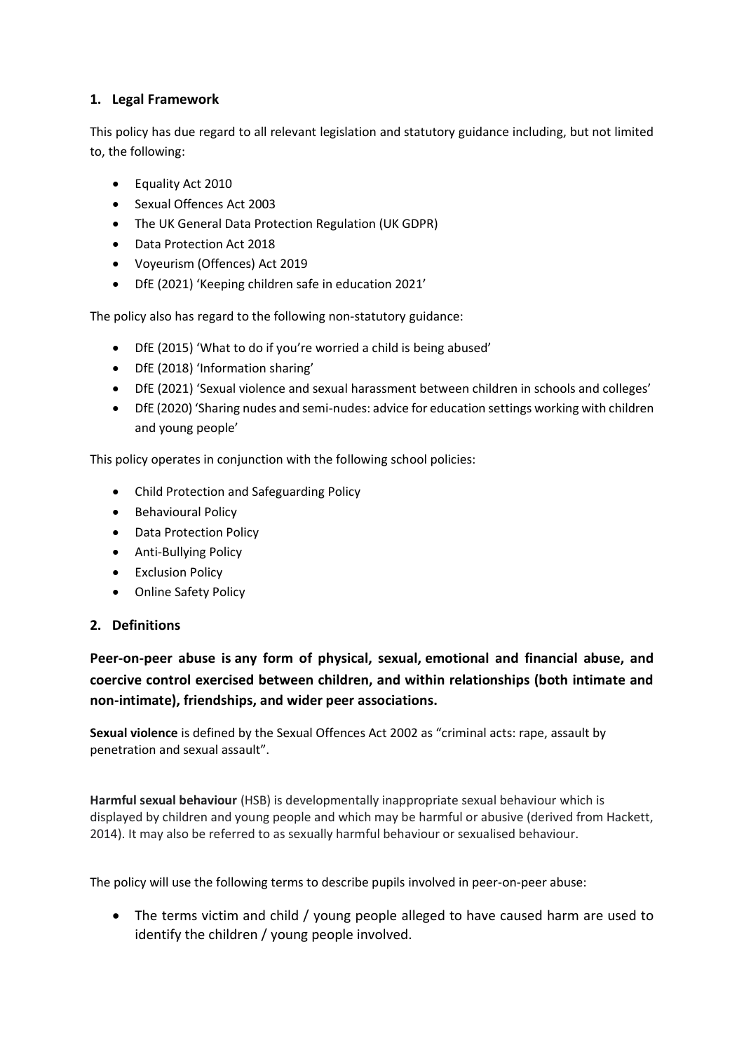## 1. Legal Framework

This policy has due regard to all relevant legislation and statutory guidance including, but not limited to, the following:

- Equality Act 2010
- Sexual Offences Act 2003
- The UK General Data Protection Regulation (UK GDPR)
- Data Protection Act 2018
- Voyeurism (Offences) Act 2019
- DfE (2021) 'Keeping children safe in education 2021'

The policy also has regard to the following non-statutory guidance:

- DfE (2015) 'What to do if you're worried a child is being abused'
- DfE (2018) 'Information sharing'
- DfE (2021) 'Sexual violence and sexual harassment between children in schools and colleges'
- DfE (2020) 'Sharing nudes and semi-nudes: advice for education settings working with children and young people'

This policy operates in conjunction with the following school policies:

- Child Protection and Safeguarding Policy
- Behavioural Policy
- Data Protection Policy
- Anti-Bullying Policy
- Exclusion Policy
- Online Safety Policy

## 2. Definitions

**Peer-on-peer abuse is any form of physical, sexual, emotional and financial abuse, and coercive control exercised between children, and within relationships (both intimate and non-intimate), friendships, and wider peer associations.**

**Sexual violence** is defined by the Sexual Offences Act 2002 as "criminal acts: rape, assault by penetration and sexual assault".

**Harmful sexual behaviour** (HSB) is developmentally inappropriate sexual behaviour which is displayed by children and young people and which may be harmful or abusive (derived from Hackett, 2014). It may also be referred to as sexually harmful behaviour or sexualised behaviour.

The policy will use the following terms to describe pupils involved in peer-on-peer abuse:

- The terms victim and child / young people alleged to have caused harm are used to identify the children / young people involved.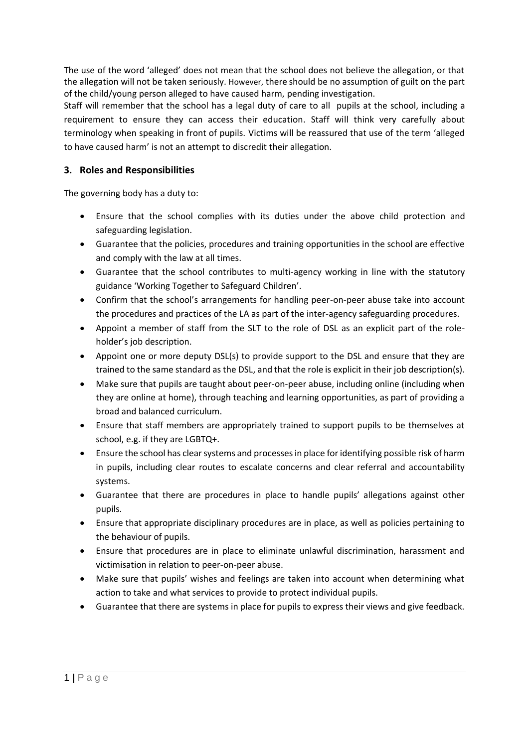The use of the word 'alleged' does not mean that the school does not believe the allegation, or that the allegation will not be taken seriously. However, there should be no assumption of guilt on the part of the child/young person alleged to have caused harm, pending investigation.

Staff will remember that the school has a legal duty of care to all pupils at the school, including a requirement to ensure they can access their education. Staff will think very carefully about terminology when speaking in front of pupils. Victims will be reassured that use of the term 'alleged to have caused harm' is not an attempt to discredit their allegation.

### 3. Roles and Responsibilities

The governing body has a duty to:

- Ensure that the school complies with its duties under the above child protection and safeguarding legislation.
- Guarantee that the policies, procedures and training opportunities in the school are effective and comply with the law at all times.
- Guarantee that the school contributes to multi-agency working in line with the statutory guidance 'Working Together to Safeguard Children'.
- Confirm that the school's arrangements for handling peer-on-peer abuse take into account the procedures and practices of the LA as part of the inter-agency safeguarding procedures.
- Appoint a member of staff from the SLT to the role of DSL as an explicit part of the role-holder's job description.
- Appoint one or more deputy DSL(s) to provide support to the DSL and ensure that they are trained to the same standard as the DSL, and that the role is explicit in their job description(s).
- Make sure that pupils are taught about peer-on-peer abuse, including online (including when they are online at home), through teaching and learning opportunities, as part of providing a broad and balanced curriculum.
- Ensure that staff members are appropriately trained to support pupils to be themselves at school, e.g. if they are LGBTQ+.
- Ensure the school has clear systems and processes in place for identifying possible risk of harm in pupils, including clear routes to escalate concerns and clear referral and accountability systems.
- Guarantee that there are procedures in place to handle pupils' allegations against other pupils.
- Ensure that appropriate disciplinary procedures are in place, as well as policies pertaining to the behaviour of pupils.
- Ensure that procedures are in place to eliminate unlawful discrimination, harassment and victimisation in relation to peer-on-peer abuse.
- Make sure that pupils' wishes and feelings are taken into account when determining what action to take and what services to provide to protect individual pupils.
- Guarantee that there are systems in place for pupils to express their views and give feedback.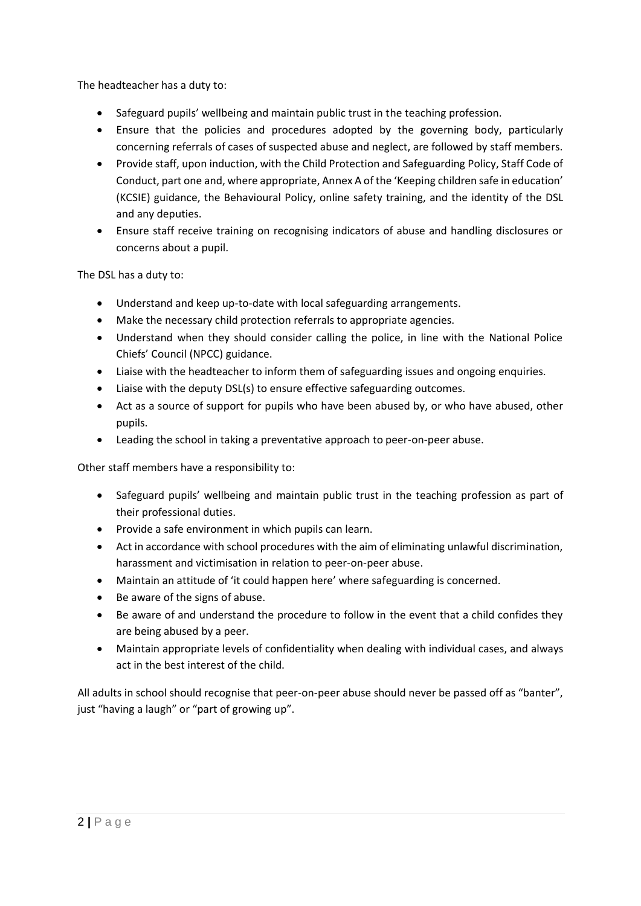The headteacher has a duty to:

- Safeguard pupils' wellbeing and maintain public trust in the teaching profession.
- Ensure that the policies and procedures adopted by the governing body, particularly concerning referrals of cases of suspected abuse and neglect, are followed by staff members.
- Provide staff, upon induction, with the Child Protection and Safeguarding Policy, Staff Code of Conduct, part one and, where appropriate, Annex A of the 'Keeping children safe in education' (KCSIE) guidance, the Behavioural Policy, online safety training, and the identity of the DSL and any deputies.
- Ensure staff receive training on recognising indicators of abuse and handling disclosures or concerns about a pupil.

The DSL has a duty to:

- Understand and keep up-to-date with local safeguarding arrangements.
- Make the necessary child protection referrals to appropriate agencies.
- Understand when they should consider calling the police, in line with the National Police Chiefs' Council (NPCC) guidance.
- Liaise with the headteacher to inform them of safeguarding issues and ongoing enquiries.
- Liaise with the deputy DSL(s) to ensure effective safeguarding outcomes.
- Act as a source of support for pupils who have been abused by, or who have abused, other pupils.
- Leading the school in taking a preventative approach to peer-on-peer abuse.

Other staff members have a responsibility to:

- Safeguard pupils' wellbeing and maintain public trust in the teaching profession as part of their professional duties.
- Provide a safe environment in which pupils can learn.
- Act in accordance with school procedures with the aim of eliminating unlawful discrimination, harassment and victimisation in relation to peer-on-peer abuse.
- Maintain an attitude of 'it could happen here' where safeguarding is concerned.
- Be aware of the signs of abuse.
- Be aware of and understand the procedure to follow in the event that a child confides they are being abused by a peer.
- Maintain appropriate levels of confidentiality when dealing with individual cases, and always act in the best interest of the child.

All adults in school should recognise that peer-on-peer abuse should never be passed off as "banter", just "having a laugh" or "part of growing up".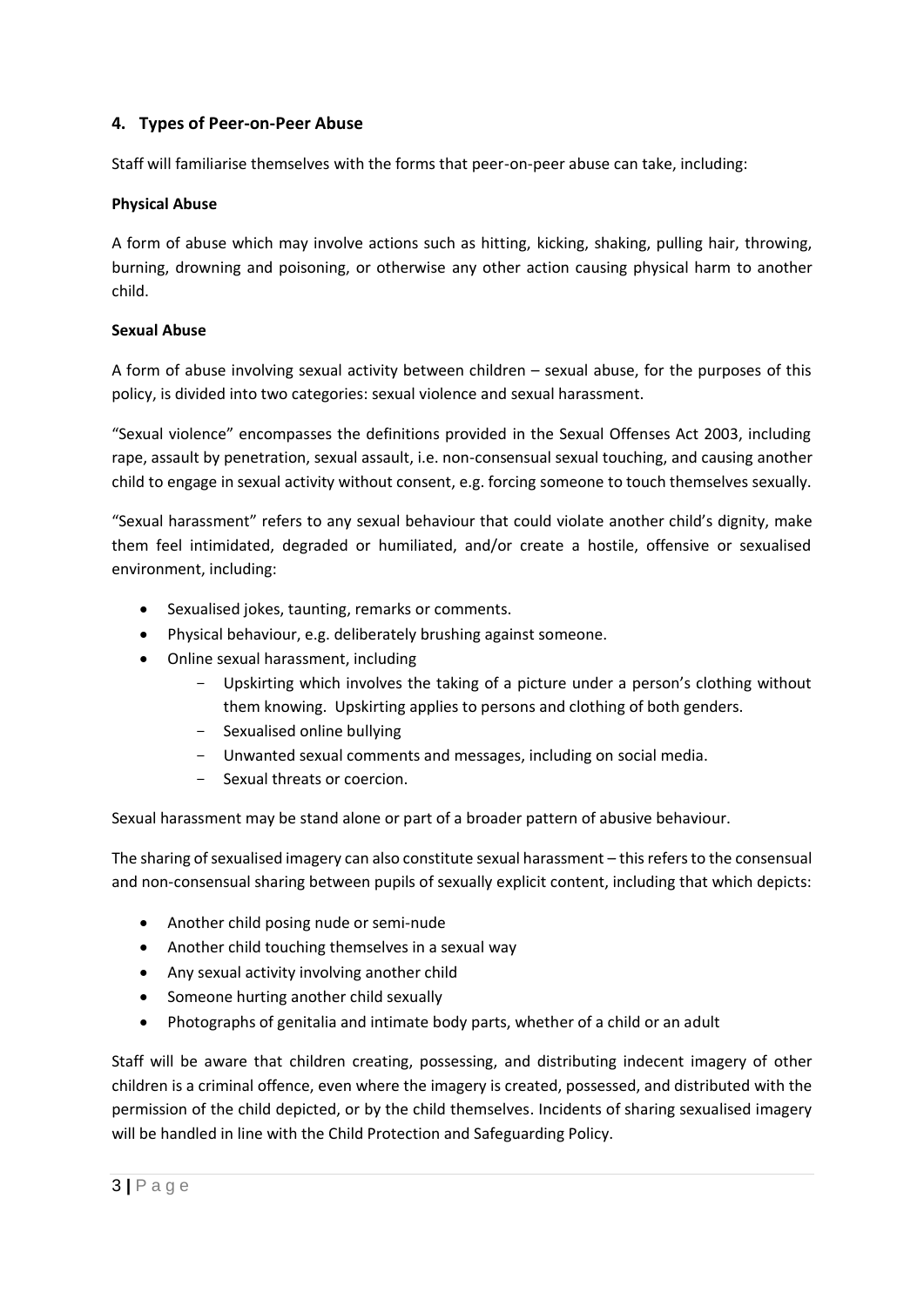## 4. Types of Peer-on-Peer Abuse

Staff will familiarise themselves with the forms that peer-on-peer abuse can take, including:

**Physical Abuse**

A form of abuse which may involve actions such as hitting, kicking, shaking, pulling hair, throwing, burning, drowning and poisoning, or otherwise any other action causing physical harm to another child.

**Sexual Abuse**

A form of abuse involving sexual activity between children – sexual abuse, for the purposes of this policy, is divided into two categories: sexual violence and sexual harassment.

"Sexual violence" encompasses the definitions provided in the Sexual Offenses Act 2003, including rape, assault by penetration, sexual assault, i.e. non-consensual sexual touching, and causing another child to engage in sexual activity without consent, e.g. forcing someone to touch themselves sexually.

"Sexual harassment" refers to any sexual behaviour that could violate another child's dignity, make them feel intimidated, degraded or humiliated, and/or create a hostile, offensive or sexualised environment, including:

- Sexualised jokes, taunting, remarks or comments.
- Physical behaviour, e.g. deliberately brushing against someone.
- Online sexual harassment, including
  - Upskirting which involves the taking of a picture under a person's clothing without them knowing. Upskirting applies to persons and clothing of both genders.
  - Sexualised online bullying
  - Unwanted sexual comments and messages, including on social media.
  - Sexual threats or coercion.

Sexual harassment may be stand alone or part of a broader pattern of abusive behaviour.

The sharing of sexualised imagery can also constitute sexual harassment – this refers to the consensual and non-consensual sharing between pupils of sexually explicit content, including that which depicts:

- Another child posing nude or semi-nude
- Another child touching themselves in a sexual way
- Any sexual activity involving another child
- Someone hurting another child sexually
- Photographs of genitalia and intimate body parts, whether of a child or an adult

Staff will be aware that children creating, possessing, and distributing indecent imagery of other children is a criminal offence, even where the imagery is created, possessed, and distributed with the permission of the child depicted, or by the child themselves. Incidents of sharing sexualised imagery will be handled in line with the Child Protection and Safeguarding Policy.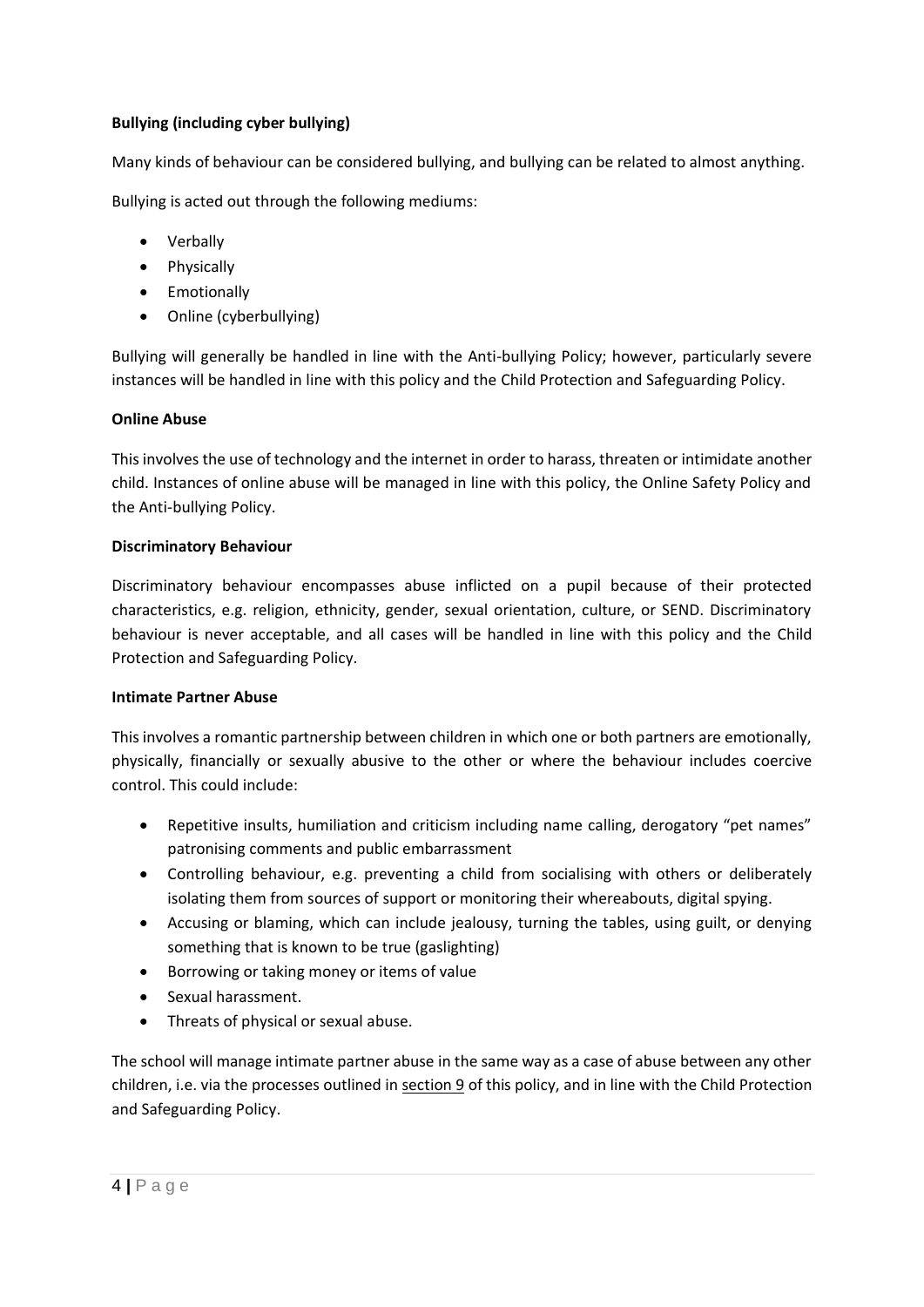**Bullying (including cyber bullying)**

Many kinds of behaviour can be considered bullying, and bullying can be related to almost anything.

Bullying is acted out through the following mediums:

- Verbally
- Physically
- Emotionally
- Online (cyberbullying)

Bullying will generally be handled in line with the Anti-bullying Policy; however, particularly severe instances will be handled in line with this policy and the Child Protection and Safeguarding Policy.

**Online Abuse**

This involves the use of technology and the internet in order to harass, threaten or intimidate another child. Instances of online abuse will be managed in line with this policy, the Online Safety Policy and the Anti-bullying Policy.

**Discriminatory Behaviour**

Discriminatory behaviour encompasses abuse inflicted on a pupil because of their protected characteristics, e.g. religion, ethnicity, gender, sexual orientation, culture, or SEND. Discriminatory behaviour is never acceptable, and all cases will be handled in line with this policy and the Child Protection and Safeguarding Policy.

**Intimate Partner Abuse**

This involves a romantic partnership between children in which one or both partners are emotionally, physically, financially or sexually abusive to the other or where the behaviour includes coercive control. This could include:

- Repetitive insults, humiliation and criticism including name calling, derogatory "pet names" patronising comments and public embarrassment
- Controlling behaviour, e.g. preventing a child from socialising with others or deliberately isolating them from sources of support or monitoring their whereabouts, digital spying.
- Accusing or blaming, which can include jealousy, turning the tables, using guilt, or denying something that is known to be true (gaslighting)
- Borrowing or taking money or items of value
- Sexual harassment.
- Threats of physical or sexual abuse.

The school will manage intimate partner abuse in the same way as a case of abuse between any other children, i.e. via the processes outlined in section 9 of this policy, and in line with the Child Protection and Safeguarding Policy.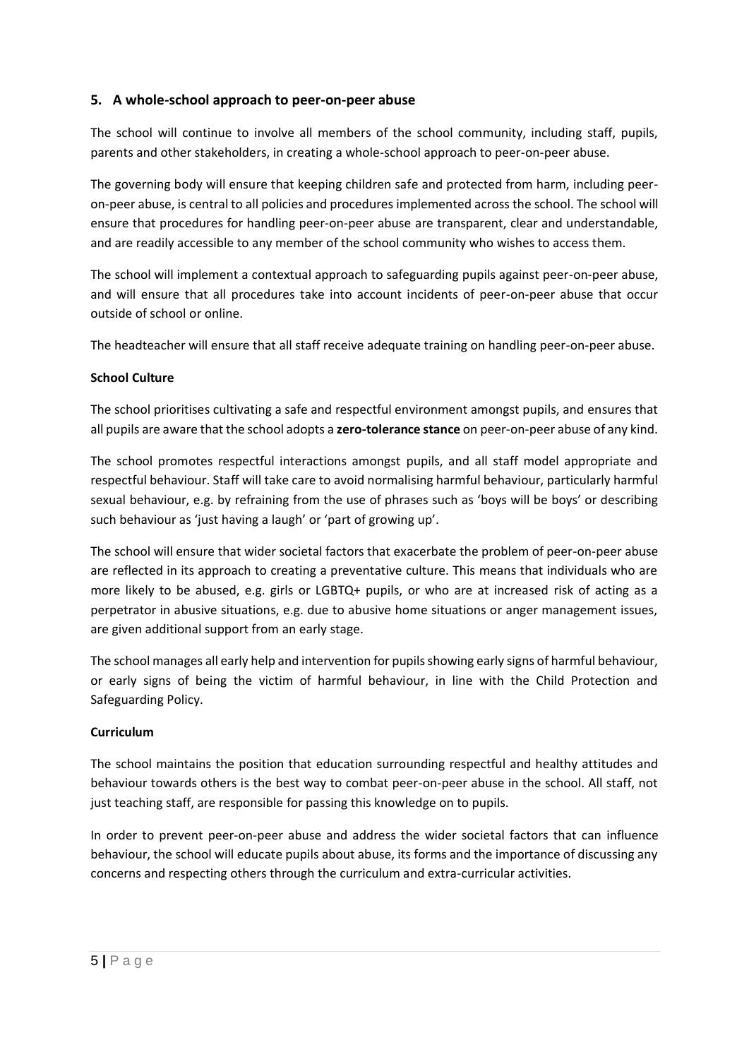## 5. A whole-school approach to peer-on-peer abuse

The school will continue to involve all members of the school community, including staff, pupils, parents and other stakeholders, in creating a whole-school approach to peer-on-peer abuse.

The governing body will ensure that keeping children safe and protected from harm, including peer-on-peer abuse, is central to all policies and procedures implemented across the school. The school will ensure that procedures for handling peer-on-peer abuse are transparent, clear and understandable, and are readily accessible to any member of the school community who wishes to access them.

The school will implement a contextual approach to safeguarding pupils against peer-on-peer abuse, and will ensure that all procedures take into account incidents of peer-on-peer abuse that occur outside of school or online.

The headteacher will ensure that all staff receive adequate training on handling peer-on-peer abuse.

**School Culture**

The school prioritises cultivating a safe and respectful environment amongst pupils, and ensures that all pupils are aware that the school adopts a **zero-tolerance stance** on peer-on-peer abuse of any kind.

The school promotes respectful interactions amongst pupils, and all staff model appropriate and respectful behaviour. Staff will take care to avoid normalising harmful behaviour, particularly harmful sexual behaviour, e.g. by refraining from the use of phrases such as 'boys will be boys' or describing such behaviour as 'just having a laugh' or 'part of growing up'.

The school will ensure that wider societal factors that exacerbate the problem of peer-on-peer abuse are reflected in its approach to creating a preventative culture. This means that individuals who are more likely to be abused, e.g. girls or LGBTQ+ pupils, or who are at increased risk of acting as a perpetrator in abusive situations, e.g. due to abusive home situations or anger management issues, are given additional support from an early stage.

The school manages all early help and intervention for pupils showing early signs of harmful behaviour, or early signs of being the victim of harmful behaviour, in line with the Child Protection and Safeguarding Policy.

**Curriculum**

The school maintains the position that education surrounding respectful and healthy attitudes and behaviour towards others is the best way to combat peer-on-peer abuse in the school. All staff, not just teaching staff, are responsible for passing this knowledge on to pupils.

In order to prevent peer-on-peer abuse and address the wider societal factors that can influence behaviour, the school will educate pupils about abuse, its forms and the importance of discussing any concerns and respecting others through the curriculum and extra-curricular activities.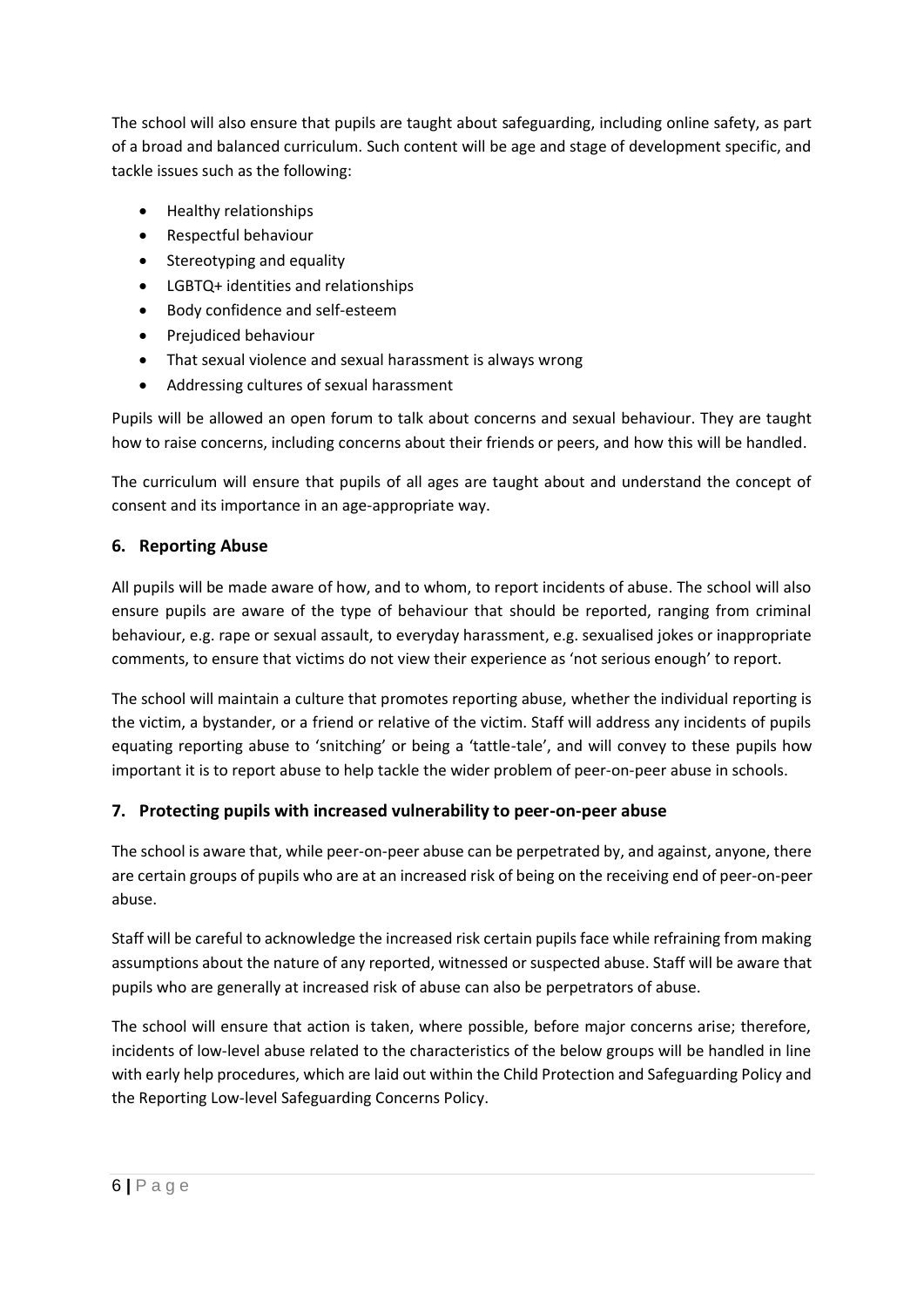The school will also ensure that pupils are taught about safeguarding, including online safety, as part of a broad and balanced curriculum. Such content will be age and stage of development specific, and tackle issues such as the following:

- Healthy relationships
- Respectful behaviour
- Stereotyping and equality
- LGBTQ+ identities and relationships
- Body confidence and self-esteem
- Prejudiced behaviour
- That sexual violence and sexual harassment is always wrong
- Addressing cultures of sexual harassment

Pupils will be allowed an open forum to talk about concerns and sexual behaviour. They are taught how to raise concerns, including concerns about their friends or peers, and how this will be handled.

The curriculum will ensure that pupils of all ages are taught about and understand the concept of consent and its importance in an age-appropriate way.

## 6. Reporting Abuse

All pupils will be made aware of how, and to whom, to report incidents of abuse. The school will also ensure pupils are aware of the type of behaviour that should be reported, ranging from criminal behaviour, e.g. rape or sexual assault, to everyday harassment, e.g. sexualised jokes or inappropriate comments, to ensure that victims do not view their experience as 'not serious enough' to report.

The school will maintain a culture that promotes reporting abuse, whether the individual reporting is the victim, a bystander, or a friend or relative of the victim. Staff will address any incidents of pupils equating reporting abuse to 'snitching' or being a 'tattle-tale', and will convey to these pupils how important it is to report abuse to help tackle the wider problem of peer-on-peer abuse in schools.

## 7. Protecting pupils with increased vulnerability to peer-on-peer abuse

The school is aware that, while peer-on-peer abuse can be perpetrated by, and against, anyone, there are certain groups of pupils who are at an increased risk of being on the receiving end of peer-on-peer abuse.

Staff will be careful to acknowledge the increased risk certain pupils face while refraining from making assumptions about the nature of any reported, witnessed or suspected abuse. Staff will be aware that pupils who are generally at increased risk of abuse can also be perpetrators of abuse.

The school will ensure that action is taken, where possible, before major concerns arise; therefore, incidents of low-level abuse related to the characteristics of the below groups will be handled in line with early help procedures, which are laid out within the Child Protection and Safeguarding Policy and the Reporting Low-level Safeguarding Concerns Policy.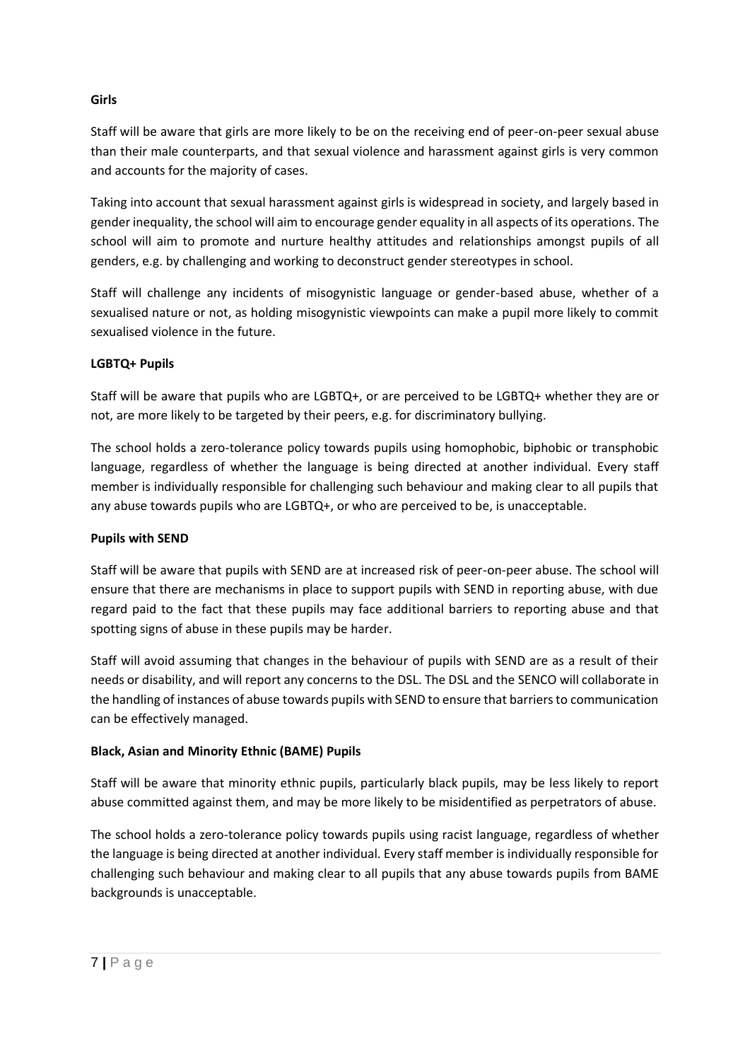**Girls**

Staff will be aware that girls are more likely to be on the receiving end of peer-on-peer sexual abuse than their male counterparts, and that sexual violence and harassment against girls is very common and accounts for the majority of cases.

Taking into account that sexual harassment against girls is widespread in society, and largely based in gender inequality, the school will aim to encourage gender equality in all aspects of its operations. The school will aim to promote and nurture healthy attitudes and relationships amongst pupils of all genders, e.g. by challenging and working to deconstruct gender stereotypes in school.

Staff will challenge any incidents of misogynistic language or gender-based abuse, whether of a sexualised nature or not, as holding misogynistic viewpoints can make a pupil more likely to commit sexualised violence in the future.

**LGBTQ+ Pupils**

Staff will be aware that pupils who are LGBTQ+, or are perceived to be LGBTQ+ whether they are or not, are more likely to be targeted by their peers, e.g. for discriminatory bullying.

The school holds a zero-tolerance policy towards pupils using homophobic, biphobic or transphobic language, regardless of whether the language is being directed at another individual. Every staff member is individually responsible for challenging such behaviour and making clear to all pupils that any abuse towards pupils who are LGBTQ+, or who are perceived to be, is unacceptable.

**Pupils with SEND**

Staff will be aware that pupils with SEND are at increased risk of peer-on-peer abuse. The school will ensure that there are mechanisms in place to support pupils with SEND in reporting abuse, with due regard paid to the fact that these pupils may face additional barriers to reporting abuse and that spotting signs of abuse in these pupils may be harder.

Staff will avoid assuming that changes in the behaviour of pupils with SEND are as a result of their needs or disability, and will report any concerns to the DSL. The DSL and the SENCO will collaborate in the handling of instances of abuse towards pupils with SEND to ensure that barriers to communication can be effectively managed.

**Black, Asian and Minority Ethnic (BAME) Pupils**

Staff will be aware that minority ethnic pupils, particularly black pupils, may be less likely to report abuse committed against them, and may be more likely to be misidentified as perpetrators of abuse.

The school holds a zero-tolerance policy towards pupils using racist language, regardless of whether the language is being directed at another individual. Every staff member is individually responsible for challenging such behaviour and making clear to all pupils that any abuse towards pupils from BAME backgrounds is unacceptable.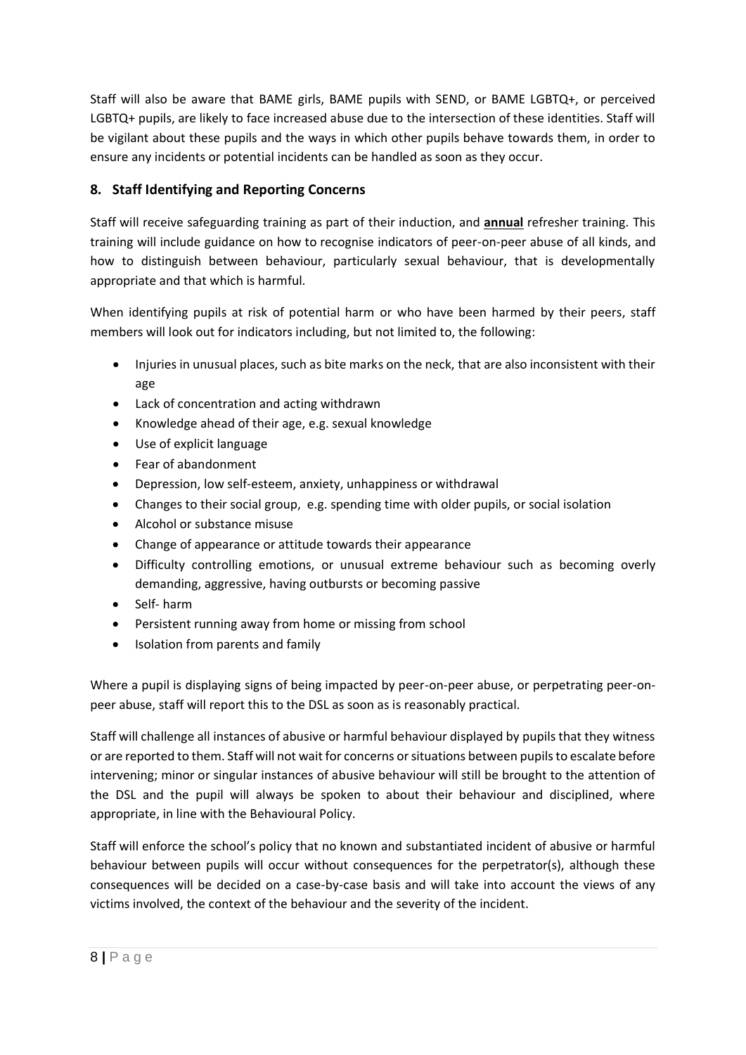Staff will also be aware that BAME girls, BAME pupils with SEND, or BAME LGBTQ+, or perceived LGBTQ+ pupils, are likely to face increased abuse due to the intersection of these identities. Staff will be vigilant about these pupils and the ways in which other pupils behave towards them, in order to ensure any incidents or potential incidents can be handled as soon as they occur.

## 8. Staff Identifying and Reporting Concerns

Staff will receive safeguarding training as part of their induction, and **annual** refresher training. This training will include guidance on how to recognise indicators of peer-on-peer abuse of all kinds, and how to distinguish between behaviour, particularly sexual behaviour, that is developmentally appropriate and that which is harmful.

When identifying pupils at risk of potential harm or who have been harmed by their peers, staff members will look out for indicators including, but not limited to, the following:

- Injuries in unusual places, such as bite marks on the neck, that are also inconsistent with their age
- Lack of concentration and acting withdrawn
- Knowledge ahead of their age, e.g. sexual knowledge
- Use of explicit language
- Fear of abandonment
- Depression, low self-esteem, anxiety, unhappiness or withdrawal
- Changes to their social group, e.g. spending time with older pupils, or social isolation
- Alcohol or substance misuse
- Change of appearance or attitude towards their appearance
- Difficulty controlling emotions, or unusual extreme behaviour such as becoming overly demanding, aggressive, having outbursts or becoming passive
- Self- harm
- Persistent running away from home or missing from school
- Isolation from parents and family

Where a pupil is displaying signs of being impacted by peer-on-peer abuse, or perpetrating peer-on-peer abuse, staff will report this to the DSL as soon as is reasonably practical.

Staff will challenge all instances of abusive or harmful behaviour displayed by pupils that they witness or are reported to them. Staff will not wait for concerns or situations between pupils to escalate before intervening; minor or singular instances of abusive behaviour will still be brought to the attention of the DSL and the pupil will always be spoken to about their behaviour and disciplined, where appropriate, in line with the Behavioural Policy.

Staff will enforce the school's policy that no known and substantiated incident of abusive or harmful behaviour between pupils will occur without consequences for the perpetrator(s), although these consequences will be decided on a case-by-case basis and will take into account the views of any victims involved, the context of the behaviour and the severity of the incident.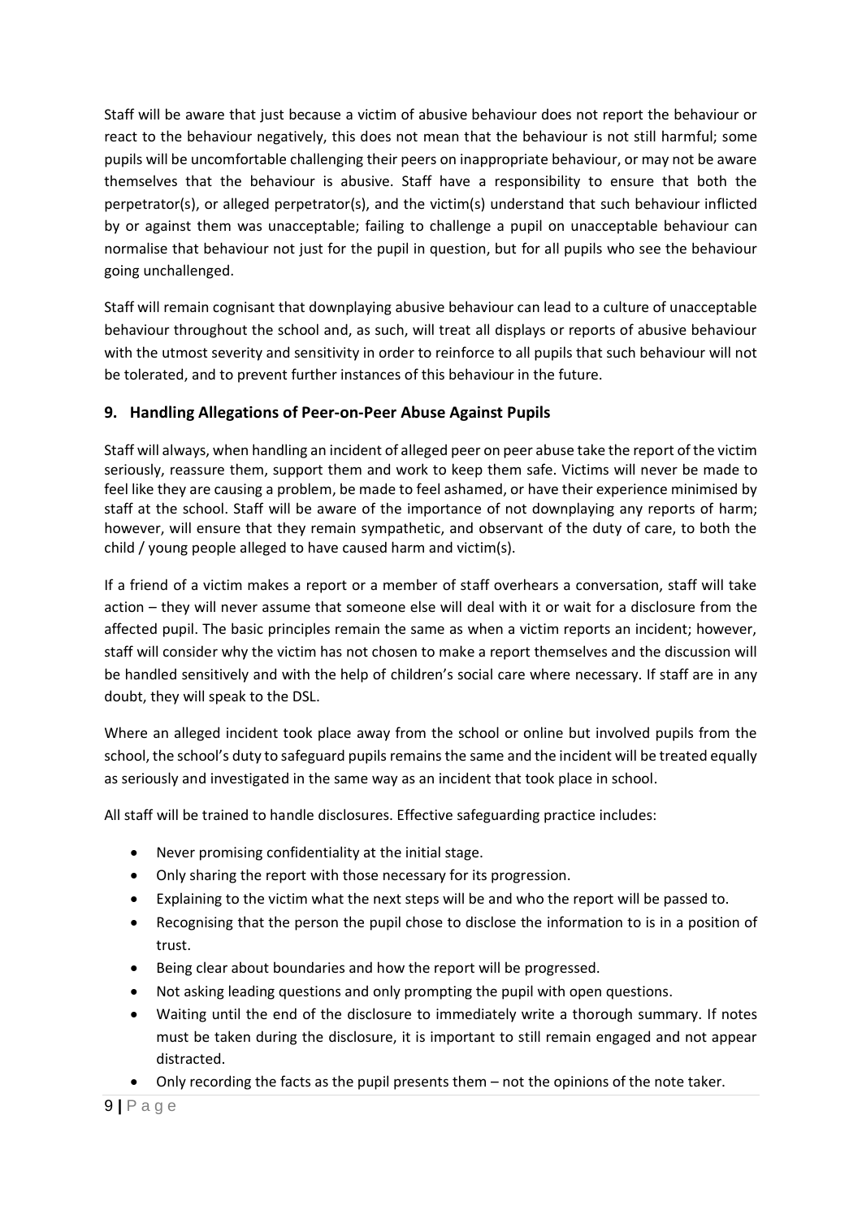Staff will be aware that just because a victim of abusive behaviour does not report the behaviour or react to the behaviour negatively, this does not mean that the behaviour is not still harmful; some pupils will be uncomfortable challenging their peers on inappropriate behaviour, or may not be aware themselves that the behaviour is abusive. Staff have a responsibility to ensure that both the perpetrator(s), or alleged perpetrator(s), and the victim(s) understand that such behaviour inflicted by or against them was unacceptable; failing to challenge a pupil on unacceptable behaviour can normalise that behaviour not just for the pupil in question, but for all pupils who see the behaviour going unchallenged.

Staff will remain cognisant that downplaying abusive behaviour can lead to a culture of unacceptable behaviour throughout the school and, as such, will treat all displays or reports of abusive behaviour with the utmost severity and sensitivity in order to reinforce to all pupils that such behaviour will not be tolerated, and to prevent further instances of this behaviour in the future.

## 9. Handling Allegations of Peer-on-Peer Abuse Against Pupils

Staff will always, when handling an incident of alleged peer on peer abuse take the report of the victim seriously, reassure them, support them and work to keep them safe. Victims will never be made to feel like they are causing a problem, be made to feel ashamed, or have their experience minimised by staff at the school. Staff will be aware of the importance of not downplaying any reports of harm; however, will ensure that they remain sympathetic, and observant of the duty of care, to both the child / young people alleged to have caused harm and victim(s).

If a friend of a victim makes a report or a member of staff overhears a conversation, staff will take action – they will never assume that someone else will deal with it or wait for a disclosure from the affected pupil. The basic principles remain the same as when a victim reports an incident; however, staff will consider why the victim has not chosen to make a report themselves and the discussion will be handled sensitively and with the help of children's social care where necessary. If staff are in any doubt, they will speak to the DSL.

Where an alleged incident took place away from the school or online but involved pupils from the school, the school's duty to safeguard pupils remains the same and the incident will be treated equally as seriously and investigated in the same way as an incident that took place in school.

All staff will be trained to handle disclosures. Effective safeguarding practice includes:

- Never promising confidentiality at the initial stage.
- Only sharing the report with those necessary for its progression.
- Explaining to the victim what the next steps will be and who the report will be passed to.
- Recognising that the person the pupil chose to disclose the information to is in a position of trust.
- Being clear about boundaries and how the report will be progressed.
- Not asking leading questions and only prompting the pupil with open questions.
- Waiting until the end of the disclosure to immediately write a thorough summary. If notes must be taken during the disclosure, it is important to still remain engaged and not appear distracted.
- Only recording the facts as the pupil presents them – not the opinions of the note taker.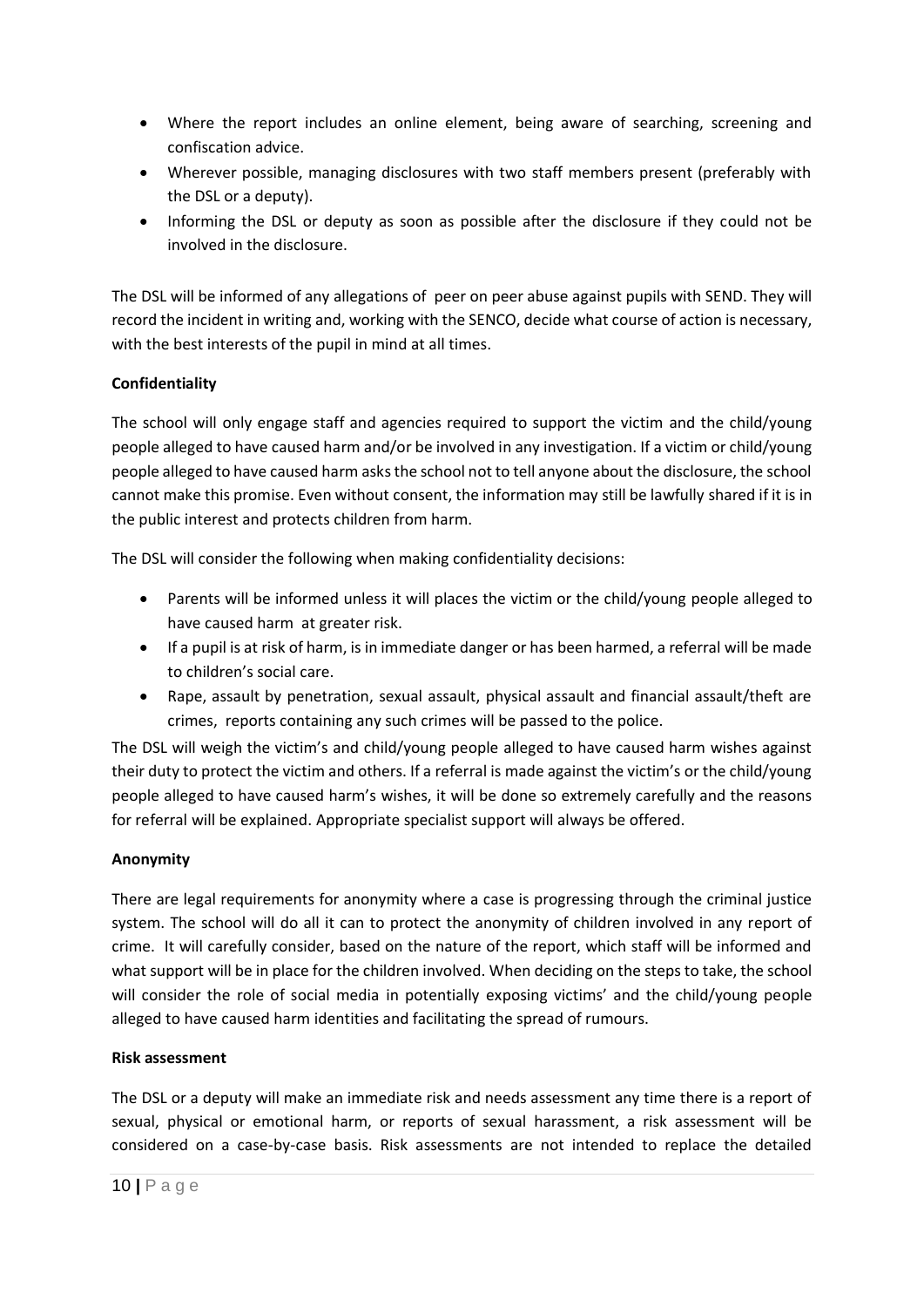- Where the report includes an online element, being aware of searching, screening and confiscation advice.
- Wherever possible, managing disclosures with two staff members present (preferably with the DSL or a deputy).
- Informing the DSL or deputy as soon as possible after the disclosure if they could not be involved in the disclosure.

The DSL will be informed of any allegations of peer on peer abuse against pupils with SEND. They will record the incident in writing and, working with the SENCO, decide what course of action is necessary, with the best interests of the pupil in mind at all times.

**Confidentiality**

The school will only engage staff and agencies required to support the victim and the child/young people alleged to have caused harm and/or be involved in any investigation. If a victim or child/young people alleged to have caused harm asks the school not to tell anyone about the disclosure, the school cannot make this promise. Even without consent, the information may still be lawfully shared if it is in the public interest and protects children from harm.

The DSL will consider the following when making confidentiality decisions:

- Parents will be informed unless it will places the victim or the child/young people alleged to have caused harm at greater risk.
- If a pupil is at risk of harm, is in immediate danger or has been harmed, a referral will be made to children's social care.
- Rape, assault by penetration, sexual assault, physical assault and financial assault/theft are crimes, reports containing any such crimes will be passed to the police.

The DSL will weigh the victim's and child/young people alleged to have caused harm wishes against their duty to protect the victim and others. If a referral is made against the victim's or the child/young people alleged to have caused harm's wishes, it will be done so extremely carefully and the reasons for referral will be explained. Appropriate specialist support will always be offered.

**Anonymity**

There are legal requirements for anonymity where a case is progressing through the criminal justice system. The school will do all it can to protect the anonymity of children involved in any report of crime. It will carefully consider, based on the nature of the report, which staff will be informed and what support will be in place for the children involved. When deciding on the steps to take, the school will consider the role of social media in potentially exposing victims' and the child/young people alleged to have caused harm identities and facilitating the spread of rumours.

**Risk assessment**

The DSL or a deputy will make an immediate risk and needs assessment any time there is a report of sexual, physical or emotional harm, or reports of sexual harassment, a risk assessment will be considered on a case-by-case basis. Risk assessments are not intended to replace the detailed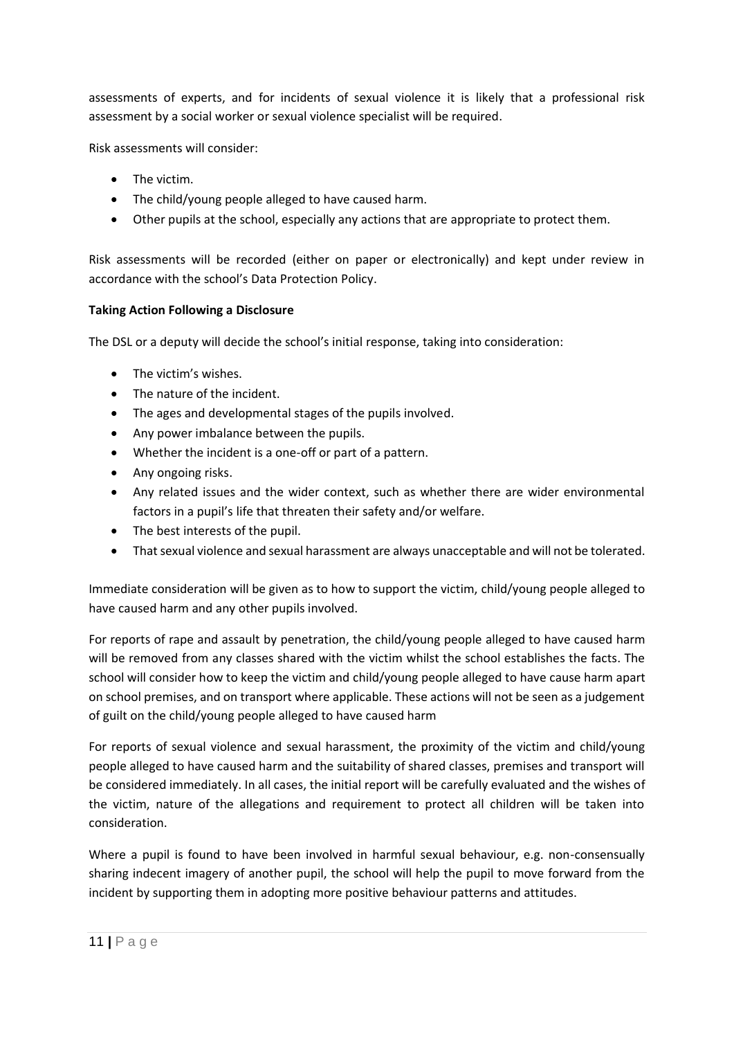assessments of experts, and for incidents of sexual violence it is likely that a professional risk assessment by a social worker or sexual violence specialist will be required.

Risk assessments will consider:

- The victim.
- The child/young people alleged to have caused harm.
- Other pupils at the school, especially any actions that are appropriate to protect them.

Risk assessments will be recorded (either on paper or electronically) and kept under review in accordance with the school's Data Protection Policy.

**Taking Action Following a Disclosure**

The DSL or a deputy will decide the school's initial response, taking into consideration:

- The victim's wishes.
- The nature of the incident.
- The ages and developmental stages of the pupils involved.
- Any power imbalance between the pupils.
- Whether the incident is a one-off or part of a pattern.
- Any ongoing risks.
- Any related issues and the wider context, such as whether there are wider environmental factors in a pupil's life that threaten their safety and/or welfare.
- The best interests of the pupil.
- That sexual violence and sexual harassment are always unacceptable and will not be tolerated.

Immediate consideration will be given as to how to support the victim, child/young people alleged to have caused harm and any other pupils involved.

For reports of rape and assault by penetration, the child/young people alleged to have caused harm will be removed from any classes shared with the victim whilst the school establishes the facts. The school will consider how to keep the victim and child/young people alleged to have cause harm apart on school premises, and on transport where applicable. These actions will not be seen as a judgement of guilt on the child/young people alleged to have caused harm

For reports of sexual violence and sexual harassment, the proximity of the victim and child/young people alleged to have caused harm and the suitability of shared classes, premises and transport will be considered immediately. In all cases, the initial report will be carefully evaluated and the wishes of the victim, nature of the allegations and requirement to protect all children will be taken into consideration.

Where a pupil is found to have been involved in harmful sexual behaviour, e.g. non-consensually sharing indecent imagery of another pupil, the school will help the pupil to move forward from the incident by supporting them in adopting more positive behaviour patterns and attitudes.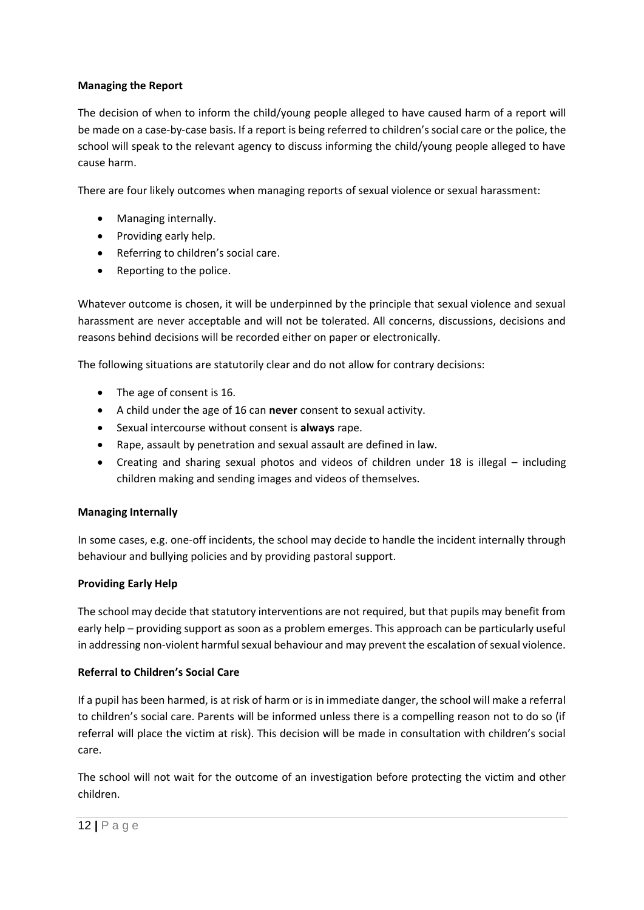**Managing the Report**

The decision of when to inform the child/young people alleged to have caused harm of a report will be made on a case-by-case basis. If a report is being referred to children's social care or the police, the school will speak to the relevant agency to discuss informing the child/young people alleged to have cause harm.

There are four likely outcomes when managing reports of sexual violence or sexual harassment:

- Managing internally.
- Providing early help.
- Referring to children's social care.
- Reporting to the police.

Whatever outcome is chosen, it will be underpinned by the principle that sexual violence and sexual harassment are never acceptable and will not be tolerated. All concerns, discussions, decisions and reasons behind decisions will be recorded either on paper or electronically.

The following situations are statutorily clear and do not allow for contrary decisions:

- The age of consent is 16.
- A child under the age of 16 can **never** consent to sexual activity.
- Sexual intercourse without consent is **always** rape.
- Rape, assault by penetration and sexual assault are defined in law.
- Creating and sharing sexual photos and videos of children under 18 is illegal – including children making and sending images and videos of themselves.

**Managing Internally**

In some cases, e.g. one-off incidents, the school may decide to handle the incident internally through behaviour and bullying policies and by providing pastoral support.

**Providing Early Help**

The school may decide that statutory interventions are not required, but that pupils may benefit from early help – providing support as soon as a problem emerges. This approach can be particularly useful in addressing non-violent harmful sexual behaviour and may prevent the escalation of sexual violence.

**Referral to Children's Social Care**

If a pupil has been harmed, is at risk of harm or is in immediate danger, the school will make a referral to children's social care. Parents will be informed unless there is a compelling reason not to do so (if referral will place the victim at risk). This decision will be made in consultation with children's social care.

The school will not wait for the outcome of an investigation before protecting the victim and other children.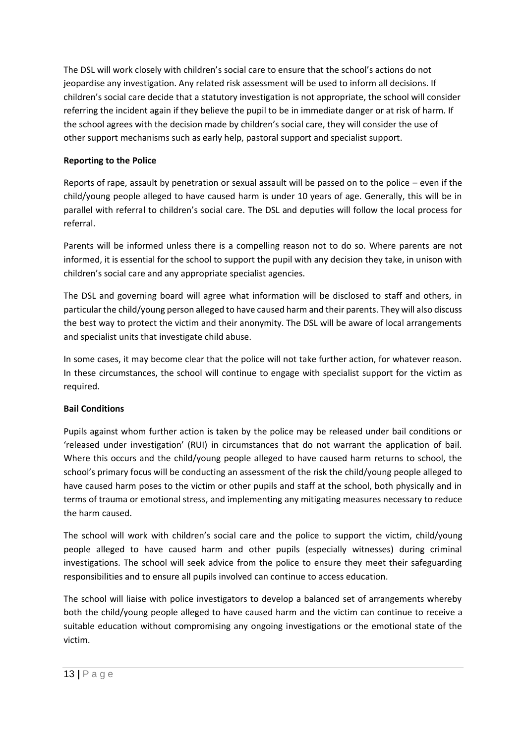The DSL will work closely with children's social care to ensure that the school's actions do not jeopardise any investigation. Any related risk assessment will be used to inform all decisions. If children's social care decide that a statutory investigation is not appropriate, the school will consider referring the incident again if they believe the pupil to be in immediate danger or at risk of harm. If the school agrees with the decision made by children's social care, they will consider the use of other support mechanisms such as early help, pastoral support and specialist support.

**Reporting to the Police**

Reports of rape, assault by penetration or sexual assault will be passed on to the police – even if the child/young people alleged to have caused harm is under 10 years of age. Generally, this will be in parallel with referral to children's social care. The DSL and deputies will follow the local process for referral.

Parents will be informed unless there is a compelling reason not to do so. Where parents are not informed, it is essential for the school to support the pupil with any decision they take, in unison with children's social care and any appropriate specialist agencies.

The DSL and governing board will agree what information will be disclosed to staff and others, in particular the child/young person alleged to have caused harm and their parents. They will also discuss the best way to protect the victim and their anonymity. The DSL will be aware of local arrangements and specialist units that investigate child abuse.

In some cases, it may become clear that the police will not take further action, for whatever reason. In these circumstances, the school will continue to engage with specialist support for the victim as required.

**Bail Conditions**

Pupils against whom further action is taken by the police may be released under bail conditions or 'released under investigation' (RUI) in circumstances that do not warrant the application of bail. Where this occurs and the child/young people alleged to have caused harm returns to school, the school's primary focus will be conducting an assessment of the risk the child/young people alleged to have caused harm poses to the victim or other pupils and staff at the school, both physically and in terms of trauma or emotional stress, and implementing any mitigating measures necessary to reduce the harm caused.

The school will work with children's social care and the police to support the victim, child/young people alleged to have caused harm and other pupils (especially witnesses) during criminal investigations. The school will seek advice from the police to ensure they meet their safeguarding responsibilities and to ensure all pupils involved can continue to access education.

The school will liaise with police investigators to develop a balanced set of arrangements whereby both the child/young people alleged to have caused harm and the victim can continue to receive a suitable education without compromising any ongoing investigations or the emotional state of the victim.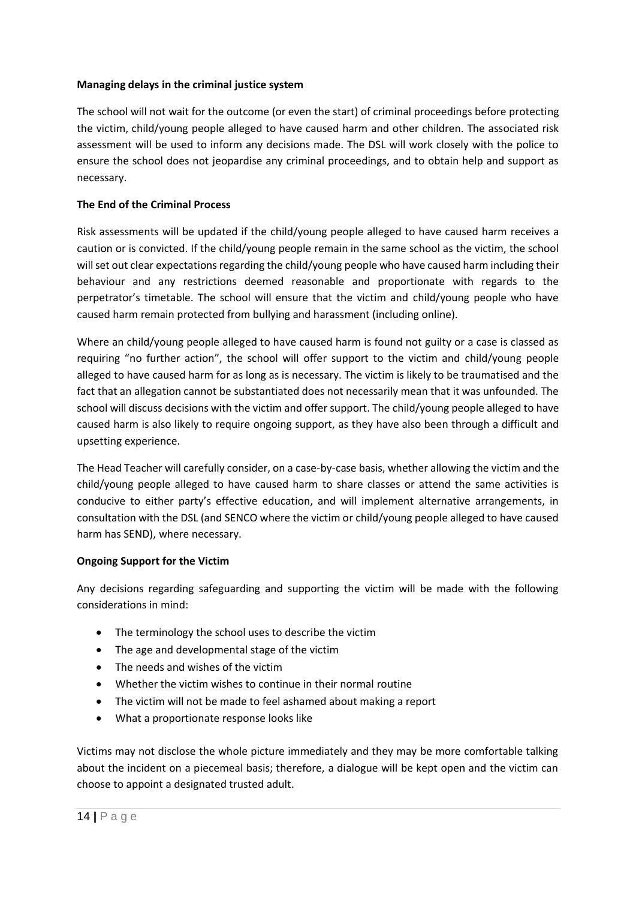**Managing delays in the criminal justice system**

The school will not wait for the outcome (or even the start) of criminal proceedings before protecting the victim, child/young people alleged to have caused harm and other children. The associated risk assessment will be used to inform any decisions made. The DSL will work closely with the police to ensure the school does not jeopardise any criminal proceedings, and to obtain help and support as necessary.

**The End of the Criminal Process**

Risk assessments will be updated if the child/young people alleged to have caused harm receives a caution or is convicted. If the child/young people remain in the same school as the victim, the school will set out clear expectations regarding the child/young people who have caused harm including their behaviour and any restrictions deemed reasonable and proportionate with regards to the perpetrator's timetable. The school will ensure that the victim and child/young people who have caused harm remain protected from bullying and harassment (including online).

Where an child/young people alleged to have caused harm is found not guilty or a case is classed as requiring "no further action", the school will offer support to the victim and child/young people alleged to have caused harm for as long as is necessary. The victim is likely to be traumatised and the fact that an allegation cannot be substantiated does not necessarily mean that it was unfounded. The school will discuss decisions with the victim and offer support. The child/young people alleged to have caused harm is also likely to require ongoing support, as they have also been through a difficult and upsetting experience.

The Head Teacher will carefully consider, on a case-by-case basis, whether allowing the victim and the child/young people alleged to have caused harm to share classes or attend the same activities is conducive to either party's effective education, and will implement alternative arrangements, in consultation with the DSL (and SENCO where the victim or child/young people alleged to have caused harm has SEND), where necessary.

**Ongoing Support for the Victim**

Any decisions regarding safeguarding and supporting the victim will be made with the following considerations in mind:

- The terminology the school uses to describe the victim
- The age and developmental stage of the victim
- The needs and wishes of the victim
- Whether the victim wishes to continue in their normal routine
- The victim will not be made to feel ashamed about making a report
- What a proportionate response looks like

Victims may not disclose the whole picture immediately and they may be more comfortable talking about the incident on a piecemeal basis; therefore, a dialogue will be kept open and the victim can choose to appoint a designated trusted adult.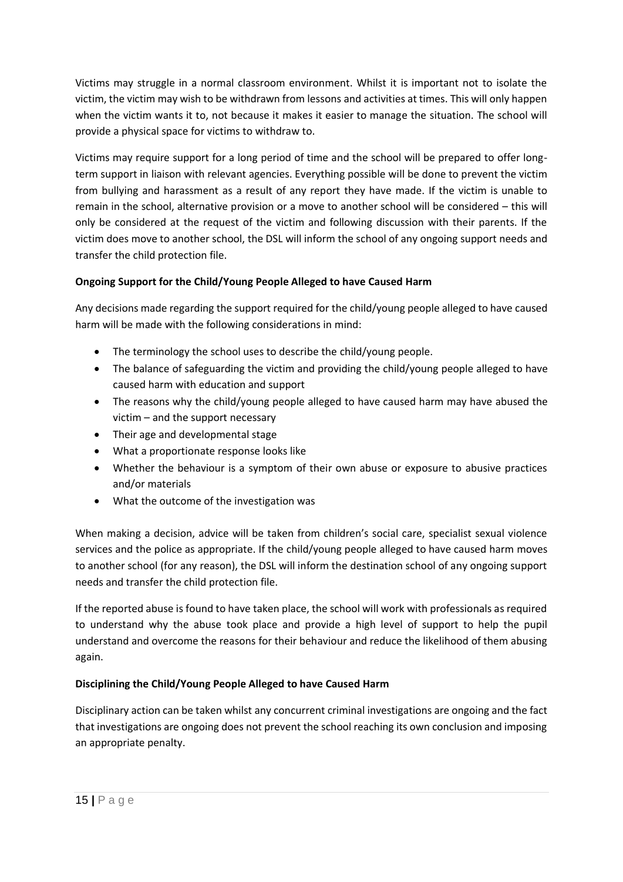Victims may struggle in a normal classroom environment. Whilst it is important not to isolate the victim, the victim may wish to be withdrawn from lessons and activities at times. This will only happen when the victim wants it to, not because it makes it easier to manage the situation. The school will provide a physical space for victims to withdraw to.

Victims may require support for a long period of time and the school will be prepared to offer long-term support in liaison with relevant agencies. Everything possible will be done to prevent the victim from bullying and harassment as a result of any report they have made. If the victim is unable to remain in the school, alternative provision or a move to another school will be considered – this will only be considered at the request of the victim and following discussion with their parents. If the victim does move to another school, the DSL will inform the school of any ongoing support needs and transfer the child protection file.

**Ongoing Support for the Child/Young People Alleged to have Caused Harm**

Any decisions made regarding the support required for the child/young people alleged to have caused harm will be made with the following considerations in mind:

- The terminology the school uses to describe the child/young people.
- The balance of safeguarding the victim and providing the child/young people alleged to have caused harm with education and support
- The reasons why the child/young people alleged to have caused harm may have abused the victim – and the support necessary
- Their age and developmental stage
- What a proportionate response looks like
- Whether the behaviour is a symptom of their own abuse or exposure to abusive practices and/or materials
- What the outcome of the investigation was

When making a decision, advice will be taken from children's social care, specialist sexual violence services and the police as appropriate. If the child/young people alleged to have caused harm moves to another school (for any reason), the DSL will inform the destination school of any ongoing support needs and transfer the child protection file.

If the reported abuse is found to have taken place, the school will work with professionals as required to understand why the abuse took place and provide a high level of support to help the pupil understand and overcome the reasons for their behaviour and reduce the likelihood of them abusing again.

**Disciplining the Child/Young People Alleged to have Caused Harm**

Disciplinary action can be taken whilst any concurrent criminal investigations are ongoing and the fact that investigations are ongoing does not prevent the school reaching its own conclusion and imposing an appropriate penalty.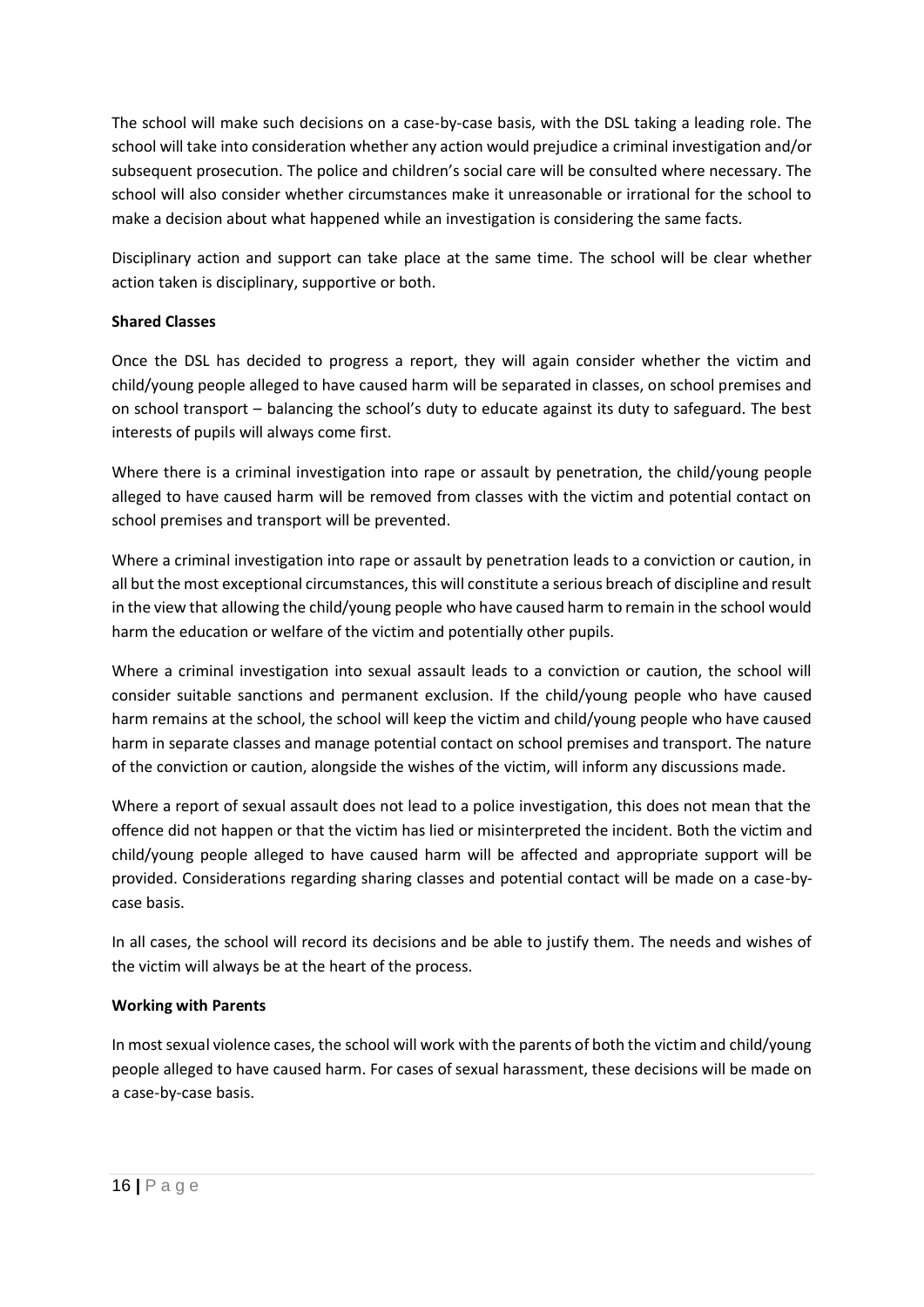The school will make such decisions on a case-by-case basis, with the DSL taking a leading role. The school will take into consideration whether any action would prejudice a criminal investigation and/or subsequent prosecution. The police and children's social care will be consulted where necessary. The school will also consider whether circumstances make it unreasonable or irrational for the school to make a decision about what happened while an investigation is considering the same facts.

Disciplinary action and support can take place at the same time. The school will be clear whether action taken is disciplinary, supportive or both.

**Shared Classes**

Once the DSL has decided to progress a report, they will again consider whether the victim and child/young people alleged to have caused harm will be separated in classes, on school premises and on school transport – balancing the school's duty to educate against its duty to safeguard. The best interests of pupils will always come first.

Where there is a criminal investigation into rape or assault by penetration, the child/young people alleged to have caused harm will be removed from classes with the victim and potential contact on school premises and transport will be prevented.

Where a criminal investigation into rape or assault by penetration leads to a conviction or caution, in all but the most exceptional circumstances, this will constitute a serious breach of discipline and result in the view that allowing the child/young people who have caused harm to remain in the school would harm the education or welfare of the victim and potentially other pupils.

Where a criminal investigation into sexual assault leads to a conviction or caution, the school will consider suitable sanctions and permanent exclusion. If the child/young people who have caused harm remains at the school, the school will keep the victim and child/young people who have caused harm in separate classes and manage potential contact on school premises and transport. The nature of the conviction or caution, alongside the wishes of the victim, will inform any discussions made.

Where a report of sexual assault does not lead to a police investigation, this does not mean that the offence did not happen or that the victim has lied or misinterpreted the incident. Both the victim and child/young people alleged to have caused harm will be affected and appropriate support will be provided. Considerations regarding sharing classes and potential contact will be made on a case-by-case basis.

In all cases, the school will record its decisions and be able to justify them. The needs and wishes of the victim will always be at the heart of the process.

**Working with Parents**

In most sexual violence cases, the school will work with the parents of both the victim and child/young people alleged to have caused harm. For cases of sexual harassment, these decisions will be made on a case-by-case basis.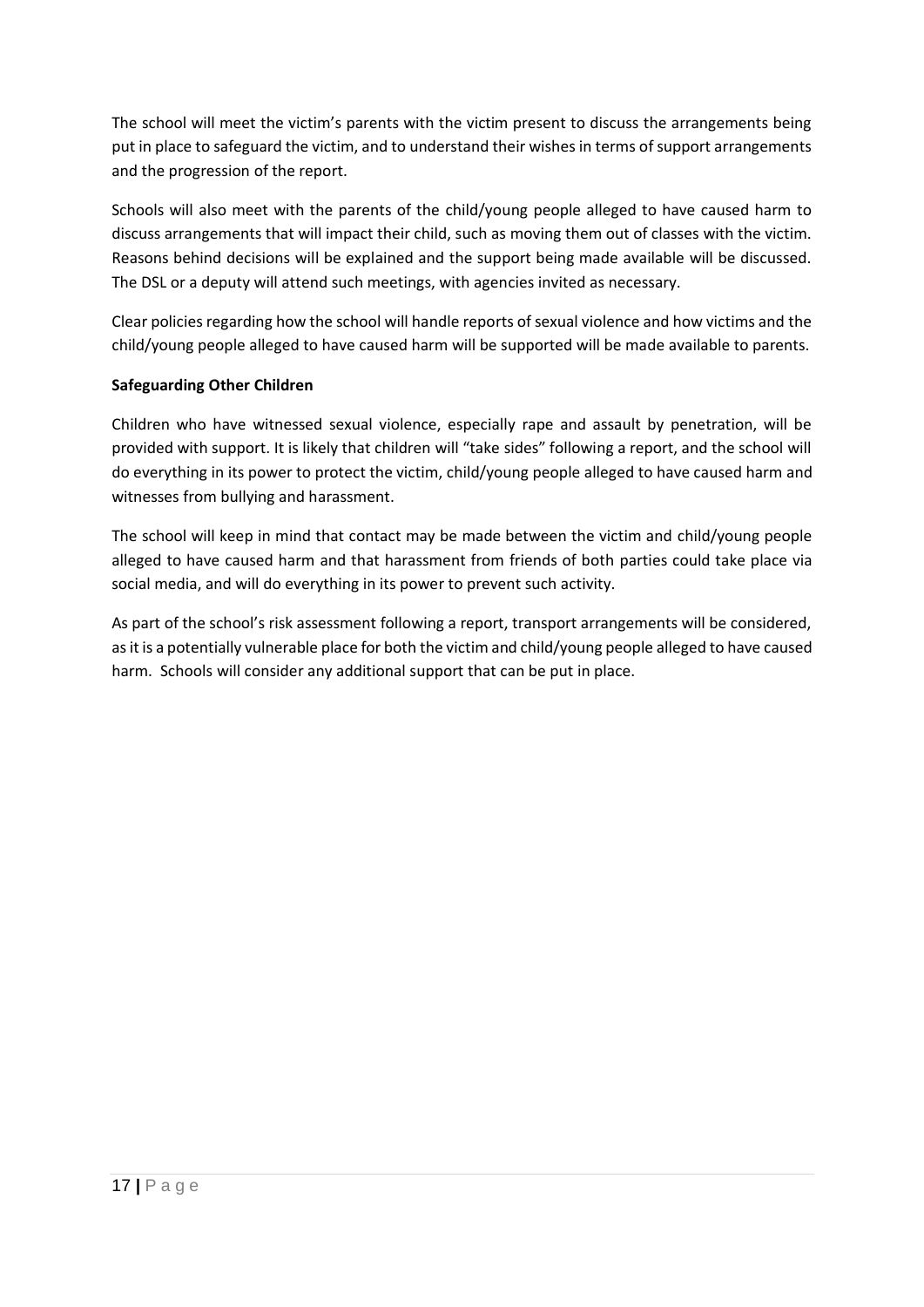The school will meet the victim's parents with the victim present to discuss the arrangements being put in place to safeguard the victim, and to understand their wishes in terms of support arrangements and the progression of the report.

Schools will also meet with the parents of the child/young people alleged to have caused harm to discuss arrangements that will impact their child, such as moving them out of classes with the victim. Reasons behind decisions will be explained and the support being made available will be discussed. The DSL or a deputy will attend such meetings, with agencies invited as necessary.

Clear policies regarding how the school will handle reports of sexual violence and how victims and the child/young people alleged to have caused harm will be supported will be made available to parents.

**Safeguarding Other Children**

Children who have witnessed sexual violence, especially rape and assault by penetration, will be provided with support. It is likely that children will "take sides" following a report, and the school will do everything in its power to protect the victim, child/young people alleged to have caused harm and witnesses from bullying and harassment.

The school will keep in mind that contact may be made between the victim and child/young people alleged to have caused harm and that harassment from friends of both parties could take place via social media, and will do everything in its power to prevent such activity.

As part of the school's risk assessment following a report, transport arrangements will be considered, as it is a potentially vulnerable place for both the victim and child/young people alleged to have caused harm. Schools will consider any additional support that can be put in place.